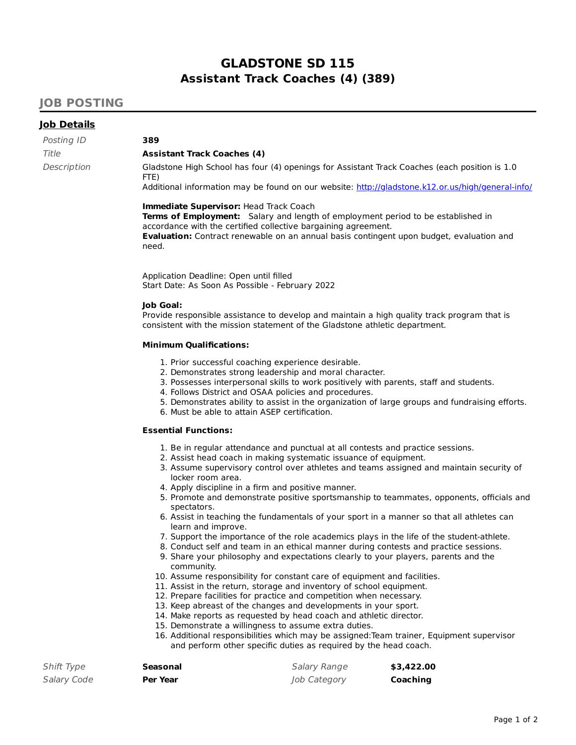# GLADSTONE SD 115
## Assistant Track Coaches (4) (389)

## JOB POSTING

### Job Details

| | |
|---|---|
| *Posting ID* | **389** |
| *Title* | **Assistant Track Coaches (4)** |

*Description*

Gladstone High School has four (4) openings for Assistant Track Coaches (each position is 1.0 FTE)
Additional information may be found on our website: [http://gladstone.k12.or.us/high/general-info/](http://gladstone.k12.or.us/high/general-info/)

**Immediate Supervisor:** Head Track Coach
**Terms of Employment:** Salary and length of employment period to be established in accordance with the certified collective bargaining agreement.
**Evaluation:** Contract renewable on an annual basis contingent upon budget, evaluation and need.

Application Deadline: Open until filled
Start Date: As Soon As Possible - February 2022

**Job Goal:**
Provide responsible assistance to develop and maintain a high quality track program that is consistent with the mission statement of the Gladstone athletic department.

**Minimum Qualifications:**

1. Prior successful coaching experience desirable.
2. Demonstrates strong leadership and moral character.
3. Possesses interpersonal skills to work positively with parents, staff and students.
4. Follows District and OSAA policies and procedures.
5. Demonstrates ability to assist in the organization of large groups and fundraising efforts.
6. Must be able to attain ASEP certification.

**Essential Functions:**

1. Be in regular attendance and punctual at all contests and practice sessions.
2. Assist head coach in making systematic issuance of equipment.
3. Assume supervisory control over athletes and teams assigned and maintain security of locker room area.
4. Apply discipline in a firm and positive manner.
5. Promote and demonstrate positive sportsmanship to teammates, opponents, officials and spectators.
6. Assist in teaching the fundamentals of your sport in a manner so that all athletes can learn and improve.
7. Support the importance of the role academics plays in the life of the student-athlete.
8. Conduct self and team in an ethical manner during contests and practice sessions.
9. Share your philosophy and expectations clearly to your players, parents and the community.
10. Assume responsibility for constant care of equipment and facilities.
11. Assist in the return, storage and inventory of school equipment.
12. Prepare facilities for practice and competition when necessary.
13. Keep abreast of the changes and developments in your sport.
14. Make reports as requested by head coach and athletic director.
15. Demonstrate a willingness to assume extra duties.
16. Additional responsibilities which may be assigned:Team trainer, Equipment supervisor and perform other specific duties as required by the head coach.

| | | | |
|---|---|---|---|
| *Shift Type* | **Seasonal** | *Salary Range* | **$3,422.00** |
| *Salary Code* | **Per Year** | *Job Category* | **Coaching** |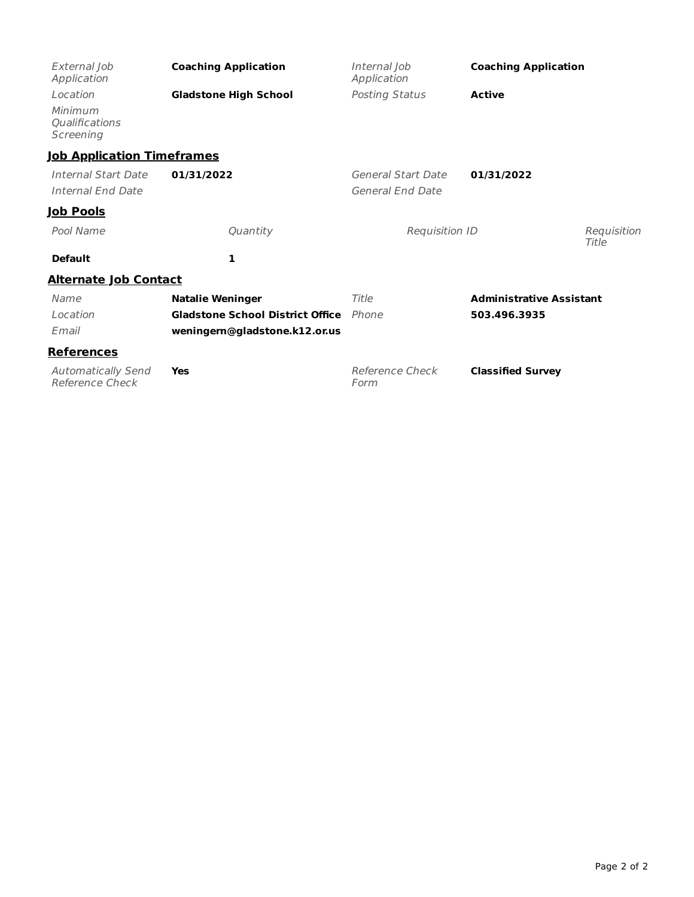| | | | |
|---|---|---|---|
| *External Job Application* | **Coaching Application** | *Internal Job Application* | **Coaching Application** |
| *Location* | **Gladstone High School** | *Posting Status* | **Active** |
| *Minimum Qualifications Screening* | | | |

## Job Application Timeframes

| | | | |
|---|---|---|---|
| *Internal Start Date* | **01/31/2022** | *General Start Date* | **01/31/2022** |
| *Internal End Date* | | *General End Date* | |

## Job Pools

| *Pool Name* | *Quantity* | *Requisition ID* | *Requisition Title* |
|---|---|---|---|
| **Default** | **1** | | |

## Alternate Job Contact

| | | | |
|---|---|---|---|
| *Name* | **Natalie Weninger** | *Title* | **Administrative Assistant** |
| *Location* | **Gladstone School District Office** | *Phone* | **503.496.3935** |
| *Email* | **weningern@gladstone.k12.or.us** | | |

## References

| | | | |
|---|---|---|---|
| *Automatically Send Reference Check* | **Yes** | *Reference Check Form* | **Classified Survey** |